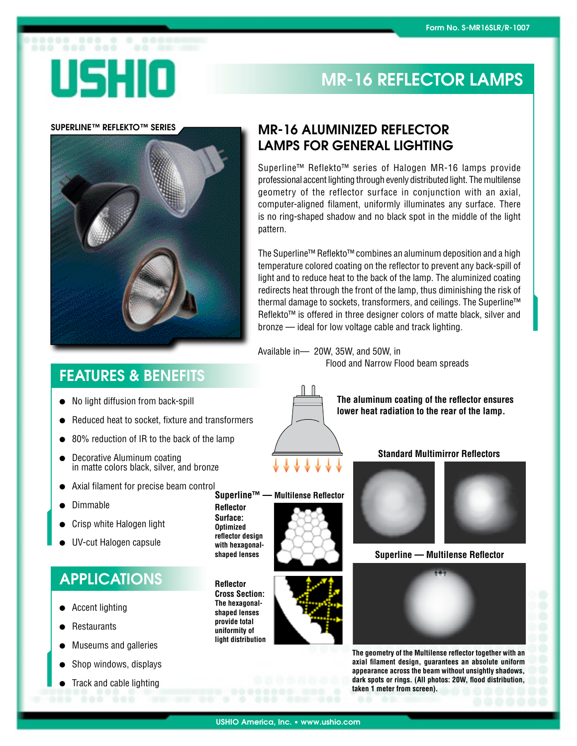Form No. S-MR16SLR/R-1007

# USHIO

# MR-16 REFLECTOR LAMPS

**SUPERLINE™ REFLEKTO™ SERIES**

## MR-16 ALUMINIZED REFLECTOR LAMPS FOR GENERAL LIGHTING

Superline™ Reflekto™ series of Halogen MR-16 lamps provide professional accent lighting through evenly distributed light. The multilense geometry of the reflector surface in conjunction with an axial, computer-aligned filament, uniformly illuminates any surface. There is no ring-shaped shadow and no black spot in the middle of the light pattern.

The Superline™ Reflekto™ combines an aluminum deposition and a high temperature colored coating on the reflector to prevent any back-spill of light and to reduce heat to the back of the lamp. The aluminized coating redirects heat through the front of the lamp, thus diminishing the risk of thermal damage to sockets, transformers, and ceilings. The Superline™ Reflekto™ is offered in three designer colors of matte black, silver and bronze — ideal for low voltage cable and track lighting.

Available in— 20W, 35W, and 50W, in Flood and Narrow Flood beam spreads

## FEATURES & BENEFITS

- No light diffusion from back-spill
- Reduced heat to socket, fixture and transformers
- 80% reduction of IR to the back of the lamp
- Decorative Aluminum coating in matte colors black, silver, and bronze
- Axial filament for precise beam control
- Dimmable
- Crisp white Halogen light
- UV-cut Halogen capsule

## APPLICATIONS

- Accent lighting
- Restaurants
- Museums and galleries
- Shop windows, displays
- Track and cable lighting

**The aluminum coating of the reflector ensures lower heat radiation to the rear of the lamp.**

**Superline™ — Multilense Reflector**

**Reflector Surface:** Optimized reflector design with hexagonal-shaped lenses

**Reflector Cross Section:** The hexagonal-shaped lenses provide total uniformity of light distribution

**Standard Multimirror Reflectors**

**Superline — Multilense Reflector**

**The geometry of the Multilense reflector together with an axial filament design, guarantees an absolute uniform appearance across the beam without unsightly shadows, dark spots or rings. (All photos: 20W, flood distribution, taken 1 meter from screen).**

USHIO America, Inc. • www.ushio.com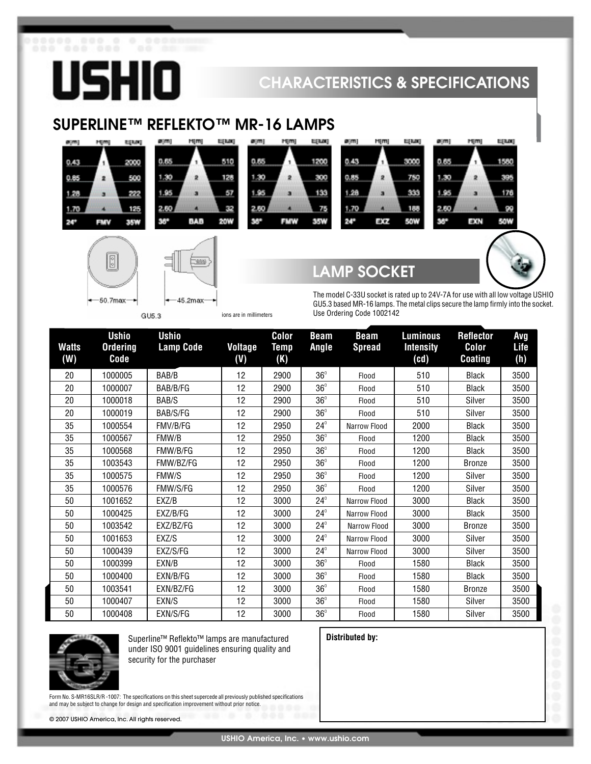# USHIO

## CHARACTERISTICS & SPECIFICATIONS

## SUPERLINE™ REFLEKTO™ MR-16 LAMPS

ø(m) H(m) E(lux)
0.43 1 2000
0.85 2 500
1.28 3 222
1.70 4 125
24° FMV 35W

ø(m) H(m) E(lux)
0.65 1 510
1.30 2 128
1.95 3 57
2.60 4 32
36° BAB 20W

ø(m) H(m) E(lux)
0.65 1 1200
1.30 2 300
1.95 3 133
2.60 4 75
36° FMW 35W

ø(m) H(m) E(lux)
0.43 1 3000
0.85 2 750
1.28 3 333
1.70 4 188
24° EXZ 50W

ø(m) H(m) E(lux)
0.65 1 1580
1.30 2 395
1.95 3 176
2.60 4 99
36° EXN 50W

50.7max
45.2max
GU5.3
ions are in millimeters

## LAMP SOCKET

The model C-33U socket is rated up to 24V-7A for use with all low voltage USHIO GU5.3 based MR-16 lamps. The metal clips secure the lamp firmly into the socket. Use Ordering Code 1002142

| Watts (W) | Ushio Ordering Code | Ushio Lamp Code | Voltage (V) | Color Temp (K) | Beam Angle | Beam Spread | Luminous Intensity (cd) | Reflector Color Coating | Avg Life (h) |
|---|---|---|---|---|---|---|---|---|---|
| 20 | 1000005 | BAB/B | 12 | 2900 | 36° | Flood | 510 | Black | 3500 |
| 20 | 1000007 | BAB/B/FG | 12 | 2900 | 36° | Flood | 510 | Black | 3500 |
| 20 | 1000018 | BAB/S | 12 | 2900 | 36° | Flood | 510 | Silver | 3500 |
| 20 | 1000019 | BAB/S/FG | 12 | 2900 | 36° | Flood | 510 | Silver | 3500 |
| 35 | 1000554 | FMV/B/FG | 12 | 2950 | 24° | Narrow Flood | 2000 | Black | 3500 |
| 35 | 1000567 | FMW/B | 12 | 2950 | 36° | Flood | 1200 | Black | 3500 |
| 35 | 1000568 | FMW/B/FG | 12 | 2950 | 36° | Flood | 1200 | Black | 3500 |
| 35 | 1003543 | FMW/BZ/FG | 12 | 2950 | 36° | Flood | 1200 | Bronze | 3500 |
| 35 | 1000575 | FMW/S | 12 | 2950 | 36° | Flood | 1200 | Silver | 3500 |
| 35 | 1000576 | FMW/S/FG | 12 | 2950 | 36° | Flood | 1200 | Silver | 3500 |
| 50 | 1001652 | EXZ/B | 12 | 3000 | 24° | Narrow Flood | 3000 | Black | 3500 |
| 50 | 1000425 | EXZ/B/FG | 12 | 3000 | 24° | Narrow Flood | 3000 | Black | 3500 |
| 50 | 1003542 | EXZ/BZ/FG | 12 | 3000 | 24° | Narrow Flood | 3000 | Bronze | 3500 |
| 50 | 1001653 | EXZ/S | 12 | 3000 | 24° | Narrow Flood | 3000 | Silver | 3500 |
| 50 | 1000439 | EXZ/S/FG | 12 | 3000 | 24° | Narrow Flood | 3000 | Silver | 3500 |
| 50 | 1000399 | EXN/B | 12 | 3000 | 36° | Flood | 1580 | Black | 3500 |
| 50 | 1000400 | EXN/B/FG | 12 | 3000 | 36° | Flood | 1580 | Black | 3500 |
| 50 | 1003541 | EXN/BZ/FG | 12 | 3000 | 36° | Flood | 1580 | Bronze | 3500 |
| 50 | 1000407 | EXN/S | 12 | 3000 | 36° | Flood | 1580 | Silver | 3500 |
| 50 | 1000408 | EXN/S/FG | 12 | 3000 | 36° | Flood | 1580 | Silver | 3500 |

Superline™ Reflekto™ lamps are manufactured under ISO 9001 guidelines ensuring quality and security for the purchaser

**Distributed by:**

Form No. S-MR16SLR/R -1007: The specifications on this sheet supercede all previously published specifications and may be subject to change for design and specification improvement without prior notice.

© 2007 USHIO America, Inc. All rights reserved.

USHIO America, Inc. • www.ushio.com